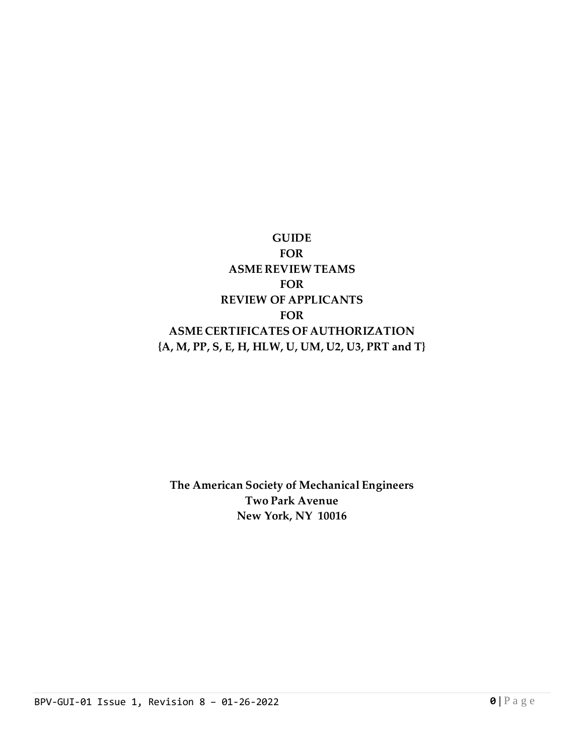# GUIDE
# FOR
# ASME REVIEW TEAMS
# FOR
# REVIEW OF APPLICANTS
# FOR
# ASME CERTIFICATES OF AUTHORIZATION
# {A, M, PP, S, E, H, HLW, U, UM, U2, U3, PRT and T}

**The American Society of Mechanical Engineers**
**Two Park Avenue**
**New York, NY 10016**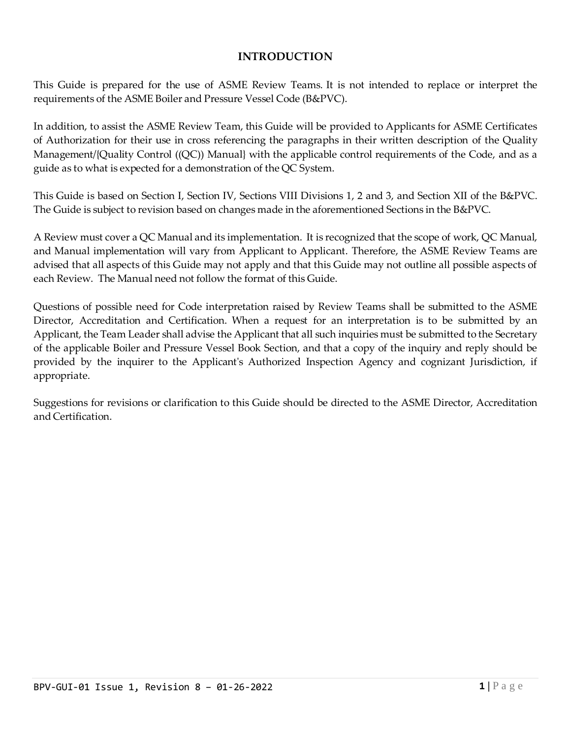## INTRODUCTION

This Guide is prepared for the use of ASME Review Teams. It is not intended to replace or interpret the requirements of the ASME Boiler and Pressure Vessel Code (B&PVC).

In addition, to assist the ASME Review Team, this Guide will be provided to Applicants for ASME Certificates of Authorization for their use in cross referencing the paragraphs in their written description of the Quality Management/{Quality Control ((QC)) Manual} with the applicable control requirements of the Code, and as a guide as to what is expected for a demonstration of the QC System.

This Guide is based on Section I, Section IV, Sections VIII Divisions 1, 2 and 3, and Section XII of the B&PVC. The Guide is subject to revision based on changes made in the aforementioned Sections in the B&PVC.

A Review must cover a QC Manual and its implementation. It is recognized that the scope of work, QC Manual, and Manual implementation will vary from Applicant to Applicant. Therefore, the ASME Review Teams are advised that all aspects of this Guide may not apply and that this Guide may not outline all possible aspects of each Review. The Manual need not follow the format of this Guide.

Questions of possible need for Code interpretation raised by Review Teams shall be submitted to the ASME Director, Accreditation and Certification. When a request for an interpretation is to be submitted by an Applicant, the Team Leader shall advise the Applicant that all such inquiries must be submitted to the Secretary of the applicable Boiler and Pressure Vessel Book Section, and that a copy of the inquiry and reply should be provided by the inquirer to the Applicant's Authorized Inspection Agency and cognizant Jurisdiction, if appropriate.

Suggestions for revisions or clarification to this Guide should be directed to the ASME Director, Accreditation and Certification.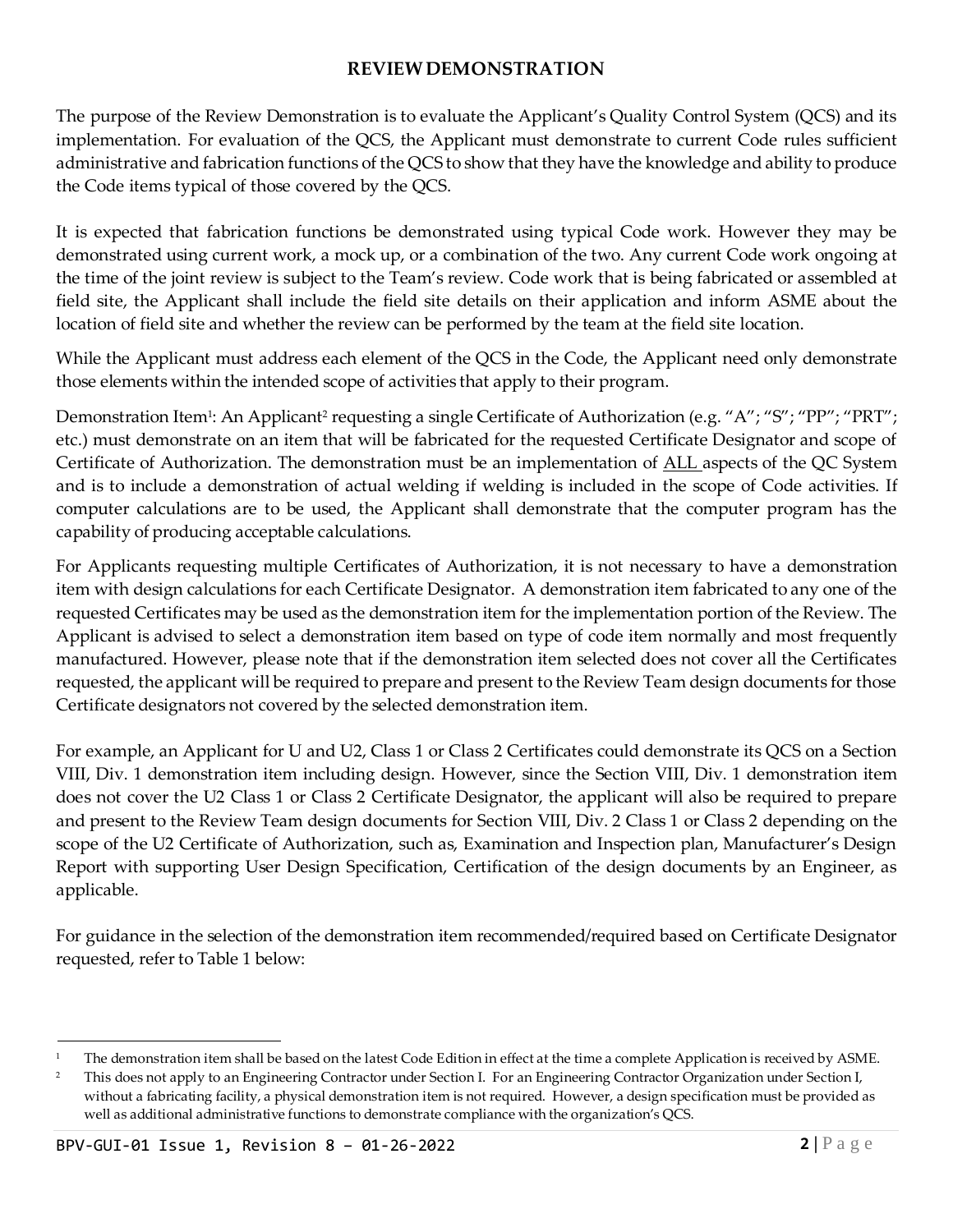## REVIEW DEMONSTRATION

The purpose of the Review Demonstration is to evaluate the Applicant's Quality Control System (QCS) and its implementation. For evaluation of the QCS, the Applicant must demonstrate to current Code rules sufficient administrative and fabrication functions of the QCS to show that they have the knowledge and ability to produce the Code items typical of those covered by the QCS.

It is expected that fabrication functions be demonstrated using typical Code work. However they may be demonstrated using current work, a mock up, or a combination of the two. Any current Code work ongoing at the time of the joint review is subject to the Team's review. Code work that is being fabricated or assembled at field site, the Applicant shall include the field site details on their application and inform ASME about the location of field site and whether the review can be performed by the team at the field site location.

While the Applicant must address each element of the QCS in the Code, the Applicant need only demonstrate those elements within the intended scope of activities that apply to their program.

Demonstration Item[1]: An Applicant[2] requesting a single Certificate of Authorization (e.g. "A"; "S"; "PP"; "PRT"; etc.) must demonstrate on an item that will be fabricated for the requested Certificate Designator and scope of Certificate of Authorization. The demonstration must be an implementation of ALL aspects of the QC System and is to include a demonstration of actual welding if welding is included in the scope of Code activities. If computer calculations are to be used, the Applicant shall demonstrate that the computer program has the capability of producing acceptable calculations.

For Applicants requesting multiple Certificates of Authorization, it is not necessary to have a demonstration item with design calculations for each Certificate Designator. A demonstration item fabricated to any one of the requested Certificates may be used as the demonstration item for the implementation portion of the Review. The Applicant is advised to select a demonstration item based on type of code item normally and most frequently manufactured. However, please note that if the demonstration item selected does not cover all the Certificates requested, the applicant will be required to prepare and present to the Review Team design documents for those Certificate designators not covered by the selected demonstration item.

For example, an Applicant for U and U2, Class 1 or Class 2 Certificates could demonstrate its QCS on a Section VIII, Div. 1 demonstration item including design. However, since the Section VIII, Div. 1 demonstration item does not cover the U2 Class 1 or Class 2 Certificate Designator, the applicant will also be required to prepare and present to the Review Team design documents for Section VIII, Div. 2 Class 1 or Class 2 depending on the scope of the U2 Certificate of Authorization, such as, Examination and Inspection plan, Manufacturer's Design Report with supporting User Design Specification, Certification of the design documents by an Engineer, as applicable.

For guidance in the selection of the demonstration item recommended/required based on Certificate Designator requested, refer to Table 1 below:

---

[1] The demonstration item shall be based on the latest Code Edition in effect at the time a complete Application is received by ASME.

[2] This does not apply to an Engineering Contractor under Section I. For an Engineering Contractor Organization under Section I, without a fabricating facility, a physical demonstration item is not required. However, a design specification must be provided as well as additional administrative functions to demonstrate compliance with the organization's QCS.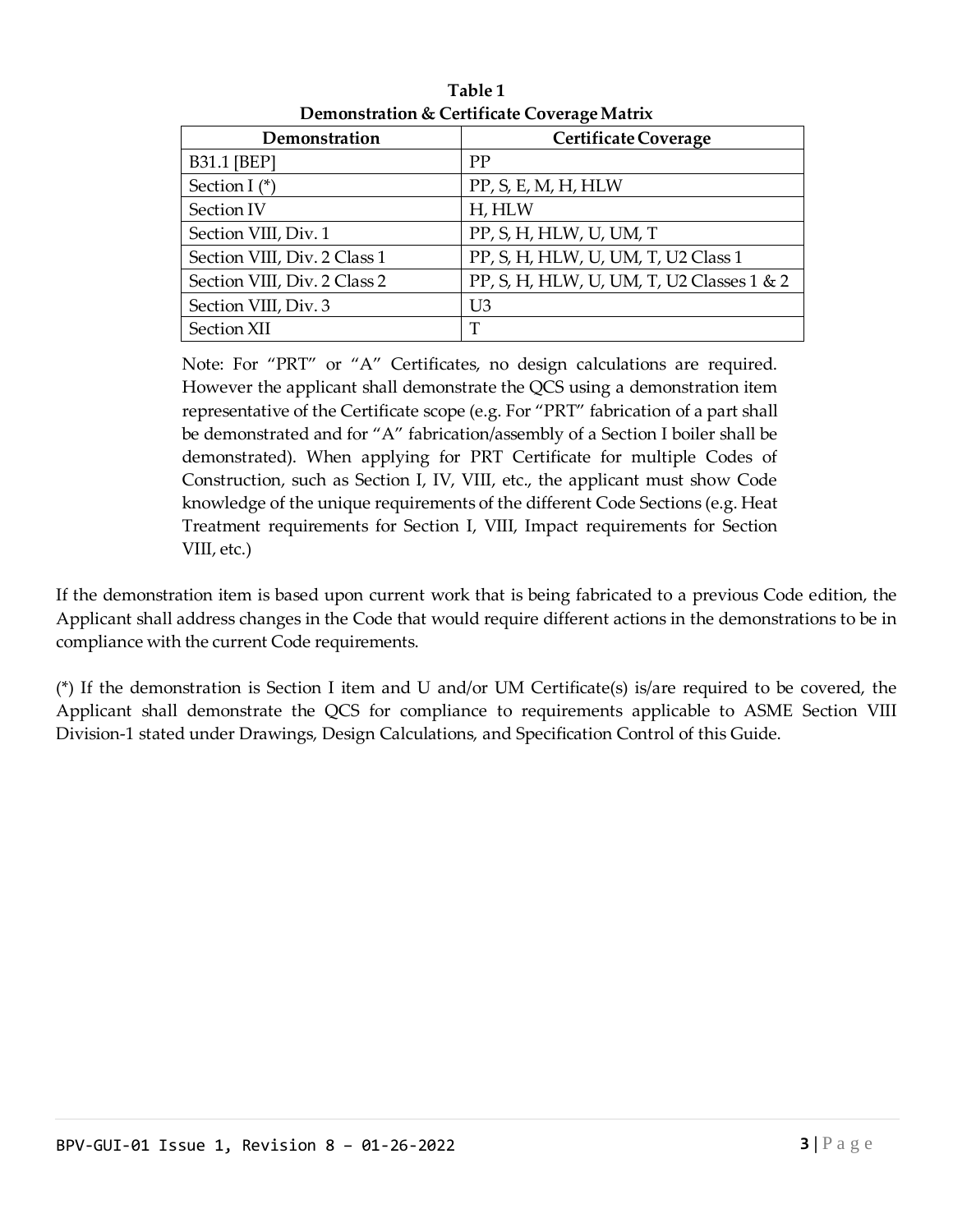**Table 1**
**Demonstration & Certificate Coverage Matrix**

| Demonstration | Certificate Coverage |
|---|---|
| B31.1 [BEP] | PP |
| Section I (*) | PP, S, E, M, H, HLW |
| Section IV | H, HLW |
| Section VIII, Div. 1 | PP, S, H, HLW, U, UM, T |
| Section VIII, Div. 2 Class 1 | PP, S, H, HLW, U, UM, T, U2 Class 1 |
| Section VIII, Div. 2 Class 2 | PP, S, H, HLW, U, UM, T, U2 Classes 1 & 2 |
| Section VIII, Div. 3 | U3 |
| Section XII | T |

Note: For "PRT" or "A" Certificates, no design calculations are required. However the applicant shall demonstrate the QCS using a demonstration item representative of the Certificate scope (e.g. For "PRT" fabrication of a part shall be demonstrated and for "A" fabrication/assembly of a Section I boiler shall be demonstrated). When applying for PRT Certificate for multiple Codes of Construction, such as Section I, IV, VIII, etc., the applicant must show Code knowledge of the unique requirements of the different Code Sections (e.g. Heat Treatment requirements for Section I, VIII, Impact requirements for Section VIII, etc.)

If the demonstration item is based upon current work that is being fabricated to a previous Code edition, the Applicant shall address changes in the Code that would require different actions in the demonstrations to be in compliance with the current Code requirements.

(*) If the demonstration is Section I item and U and/or UM Certificate(s) is/are required to be covered, the Applicant shall demonstrate the QCS for compliance to requirements applicable to ASME Section VIII Division-1 stated under Drawings, Design Calculations, and Specification Control of this Guide.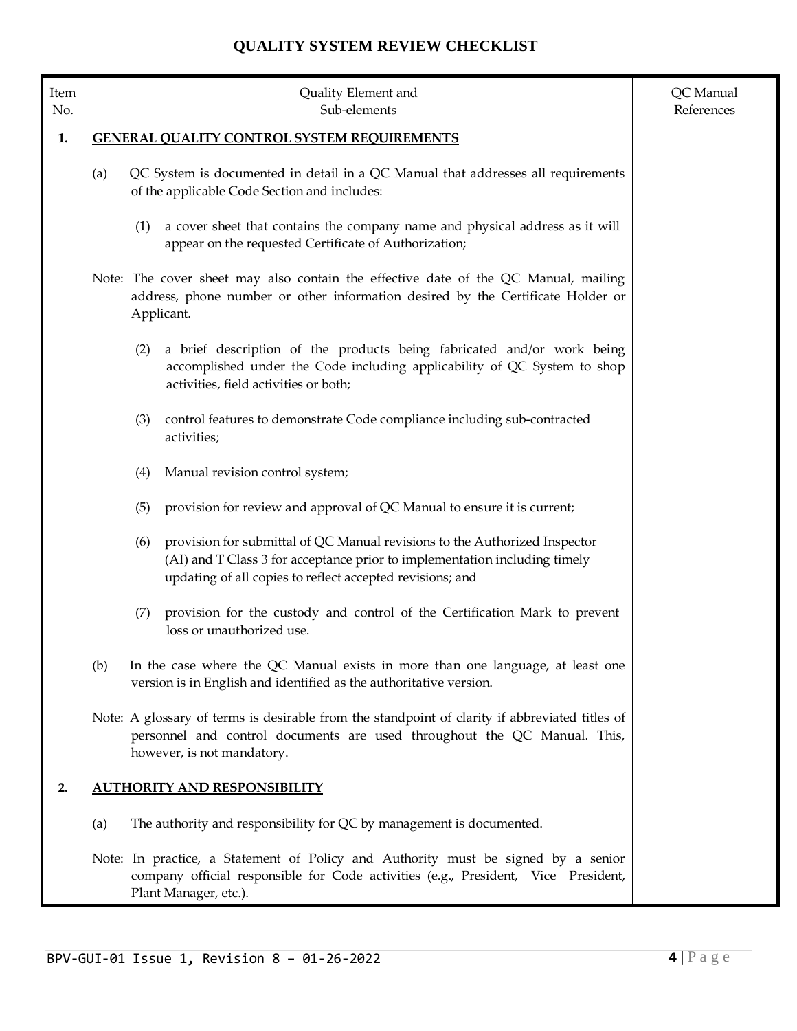# QUALITY SYSTEM REVIEW CHECKLIST

| Item No. | Quality Element and Sub-elements | QC Manual References |
|---|---|---|
| **1.** | **GENERAL QUALITY CONTROL SYSTEM REQUIREMENTS** | |
| | (a) QC System is documented in detail in a QC Manual that addresses all requirements of the applicable Code Section and includes: | |
| | (1) a cover sheet that contains the company name and physical address as it will appear on the requested Certificate of Authorization; | |
| | Note: The cover sheet may also contain the effective date of the QC Manual, mailing address, phone number or other information desired by the Certificate Holder or Applicant. | |
| | (2) a brief description of the products being fabricated and/or work being accomplished under the Code including applicability of QC System to shop activities, field activities or both; | |
| | (3) control features to demonstrate Code compliance including sub-contracted activities; | |
| | (4) Manual revision control system; | |
| | (5) provision for review and approval of QC Manual to ensure it is current; | |
| | (6) provision for submittal of QC Manual revisions to the Authorized Inspector (AI) and T Class 3 for acceptance prior to implementation including timely updating of all copies to reflect accepted revisions; and | |
| | (7) provision for the custody and control of the Certification Mark to prevent loss or unauthorized use. | |
| | (b) In the case where the QC Manual exists in more than one language, at least one version is in English and identified as the authoritative version. | |
| | Note: A glossary of terms is desirable from the standpoint of clarity if abbreviated titles of personnel and control documents are used throughout the QC Manual. This, however, is not mandatory. | |
| **2.** | **AUTHORITY AND RESPONSIBILITY** | |
| | (a) The authority and responsibility for QC by management is documented. | |
| | Note: In practice, a Statement of Policy and Authority must be signed by a senior company official responsible for Code activities (e.g., President, Vice President, Plant Manager, etc.). | |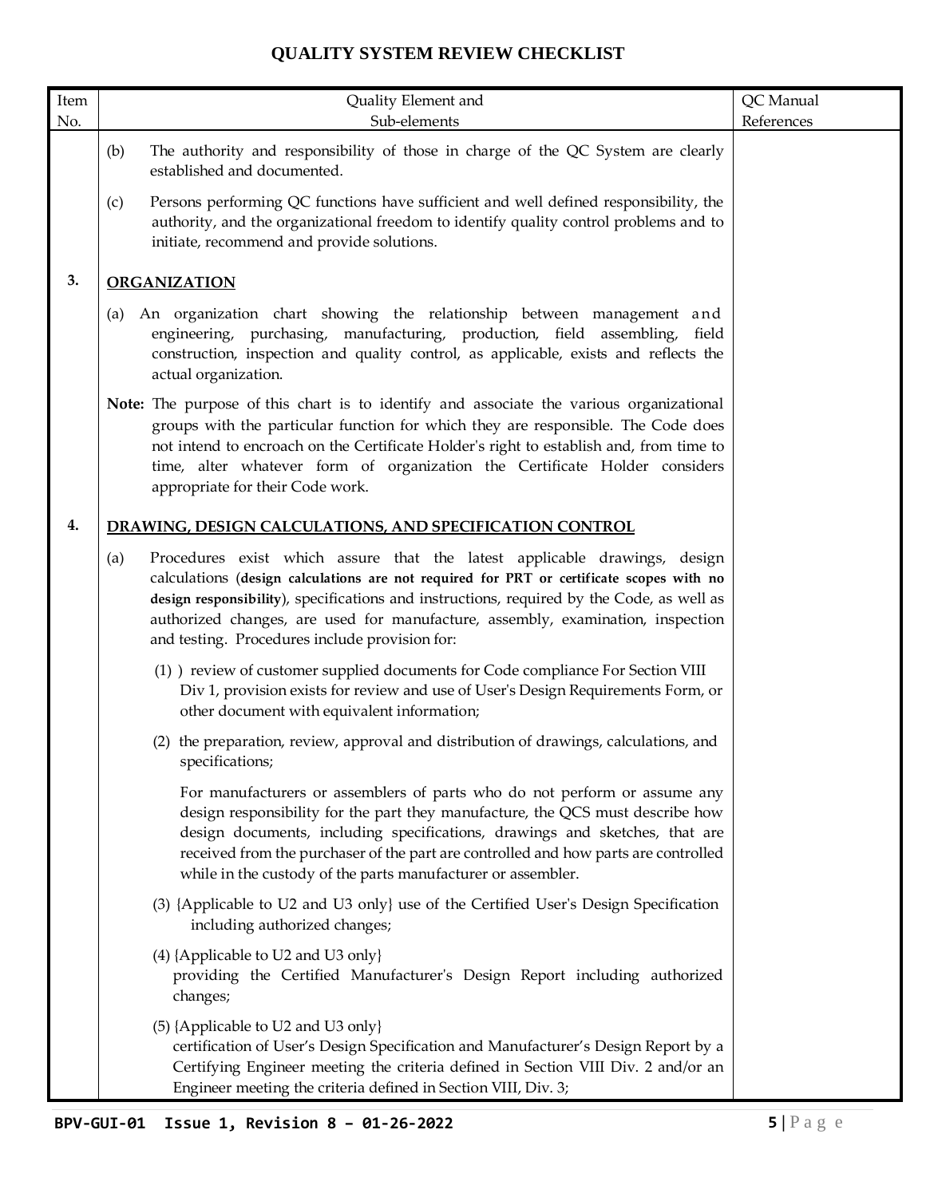# QUALITY SYSTEM REVIEW CHECKLIST

| Item No. | Quality Element and Sub-elements | QC Manual References |
|---|---|---|
| | (b) The authority and responsibility of those in charge of the QC System are clearly established and documented. | |
| | (c) Persons performing QC functions have sufficient and well defined responsibility, the authority, and the organizational freedom to identify quality control problems and to initiate, recommend and provide solutions. | |
| **3.** | **ORGANIZATION** | |
| | (a) An organization chart showing the relationship between management and engineering, purchasing, manufacturing, production, field assembling, field construction, inspection and quality control, as applicable, exists and reflects the actual organization. | |
| | **Note:** The purpose of this chart is to identify and associate the various organizational groups with the particular function for which they are responsible. The Code does not intend to encroach on the Certificate Holder's right to establish and, from time to time, alter whatever form of organization the Certificate Holder considers appropriate for their Code work. | |
| **4.** | **DRAWING, DESIGN CALCULATIONS, AND SPECIFICATION CONTROL** | |
| | (a) Procedures exist which assure that the latest applicable drawings, design calculations (**design calculations are not required for PRT or certificate scopes with no design responsibility**), specifications and instructions, required by the Code, as well as authorized changes, are used for manufacture, assembly, examination, inspection and testing. Procedures include provision for: | |
| | (1) ) review of customer supplied documents for Code compliance For Section VIII Div 1, provision exists for review and use of User's Design Requirements Form, or other document with equivalent information; | |
| | (2) the preparation, review, approval and distribution of drawings, calculations, and specifications; | |
| | For manufacturers or assemblers of parts who do not perform or assume any design responsibility for the part they manufacture, the QCS must describe how design documents, including specifications, drawings and sketches, that are received from the purchaser of the part are controlled and how parts are controlled while in the custody of the parts manufacturer or assembler. | |
| | (3) {Applicable to U2 and U3 only} use of the Certified User's Design Specification including authorized changes; | |
| | (4) {Applicable to U2 and U3 only} providing the Certified Manufacturer's Design Report including authorized changes; | |
| | (5) {Applicable to U2 and U3 only} certification of User's Design Specification and Manufacturer's Design Report by a Certifying Engineer meeting the criteria defined in Section VIII Div. 2 and/or an Engineer meeting the criteria defined in Section VIII, Div. 3; | |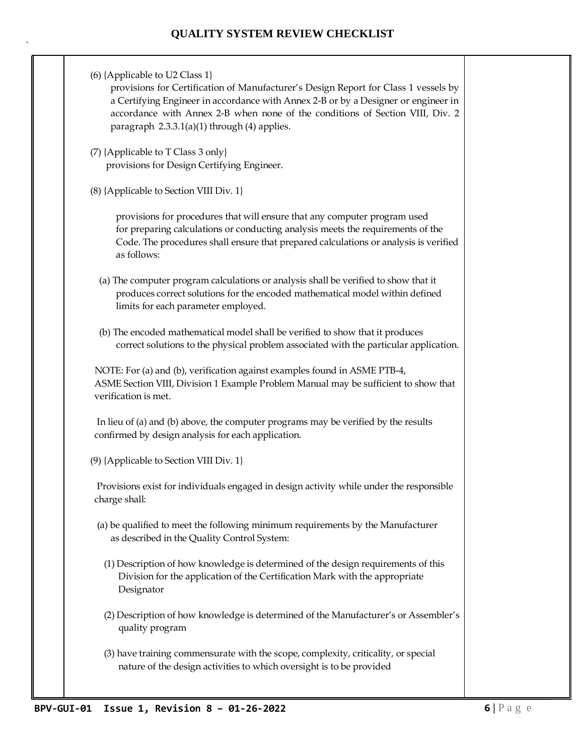(6) {Applicable to U2 Class 1}
provisions for Certification of Manufacturer's Design Report for Class 1 vessels by a Certifying Engineer in accordance with Annex 2-B or by a Designer or engineer in accordance with Annex 2-B when none of the conditions of Section VIII, Div. 2 paragraph 2.3.3.1(a)(1) through (4) applies.

(7) {Applicable to T Class 3 only}
provisions for Design Certifying Engineer.

(8) {Applicable to Section VIII Div. 1}

provisions for procedures that will ensure that any computer program used for preparing calculations or conducting analysis meets the requirements of the Code. The procedures shall ensure that prepared calculations or analysis is verified as follows:

(a) The computer program calculations or analysis shall be verified to show that it produces correct solutions for the encoded mathematical model within defined limits for each parameter employed.

(b) The encoded mathematical model shall be verified to show that it produces correct solutions to the physical problem associated with the particular application.

NOTE: For (a) and (b), verification against examples found in ASME PTB-4, ASME Section VIII, Division 1 Example Problem Manual may be sufficient to show that verification is met.

In lieu of (a) and (b) above, the computer programs may be verified by the results confirmed by design analysis for each application.

(9) {Applicable to Section VIII Div. 1}

Provisions exist for individuals engaged in design activity while under the responsible charge shall:

(a) be qualified to meet the following minimum requirements by the Manufacturer as described in the Quality Control System:

(1) Description of how knowledge is determined of the design requirements of this Division for the application of the Certification Mark with the appropriate Designator

(2) Description of how knowledge is determined of the Manufacturer's or Assembler's quality program

(3) have training commensurate with the scope, complexity, criticality, or special nature of the design activities to which oversight is to be provided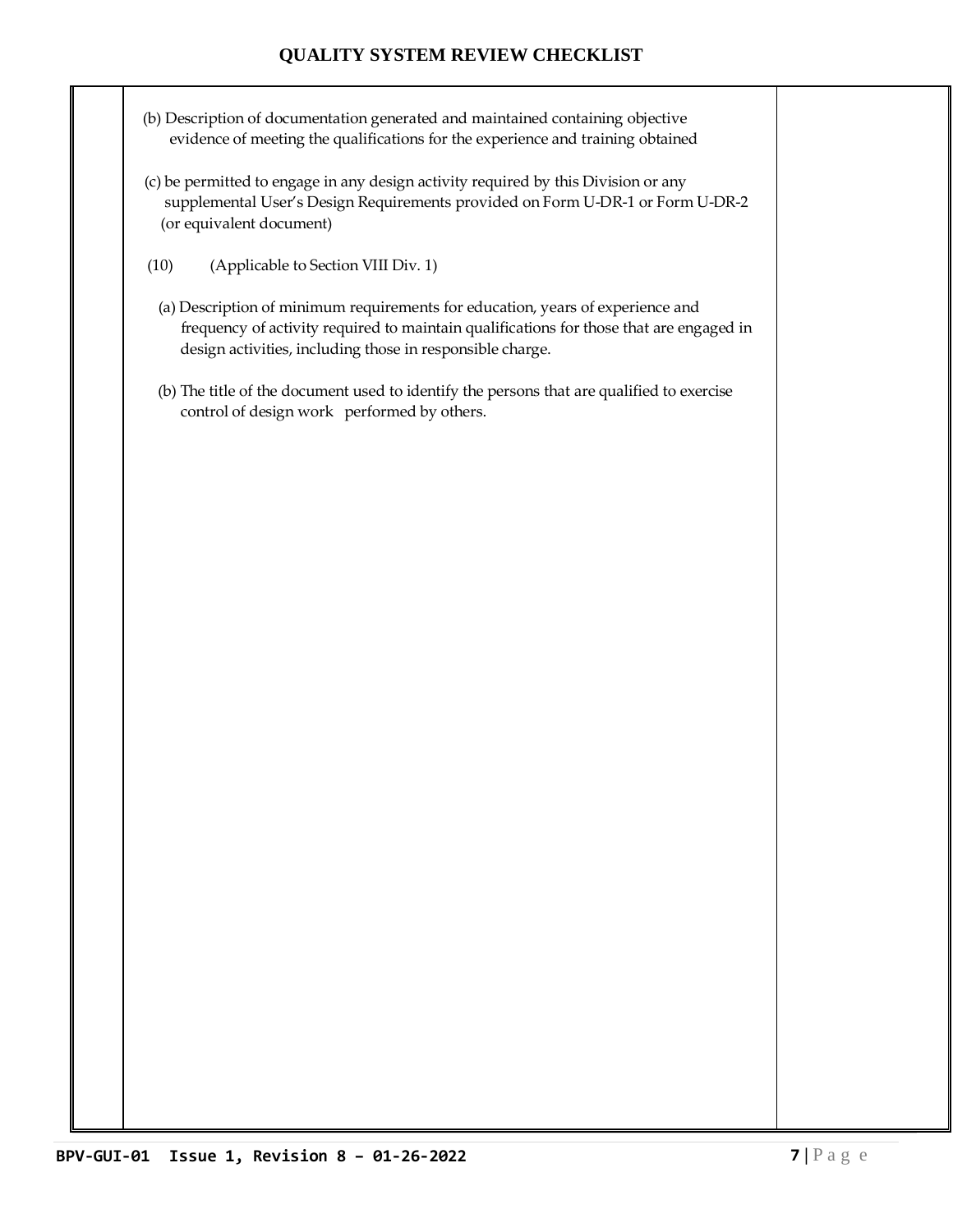(b) Description of documentation generated and maintained containing objective evidence of meeting the qualifications for the experience and training obtained

(c) be permitted to engage in any design activity required by this Division or any supplemental User's Design Requirements provided on Form U-DR-1 or Form U-DR-2 (or equivalent document)

(10) (Applicable to Section VIII Div. 1)

(a) Description of minimum requirements for education, years of experience and frequency of activity required to maintain qualifications for those that are engaged in design activities, including those in responsible charge.

(b) The title of the document used to identify the persons that are qualified to exercise control of design work performed by others.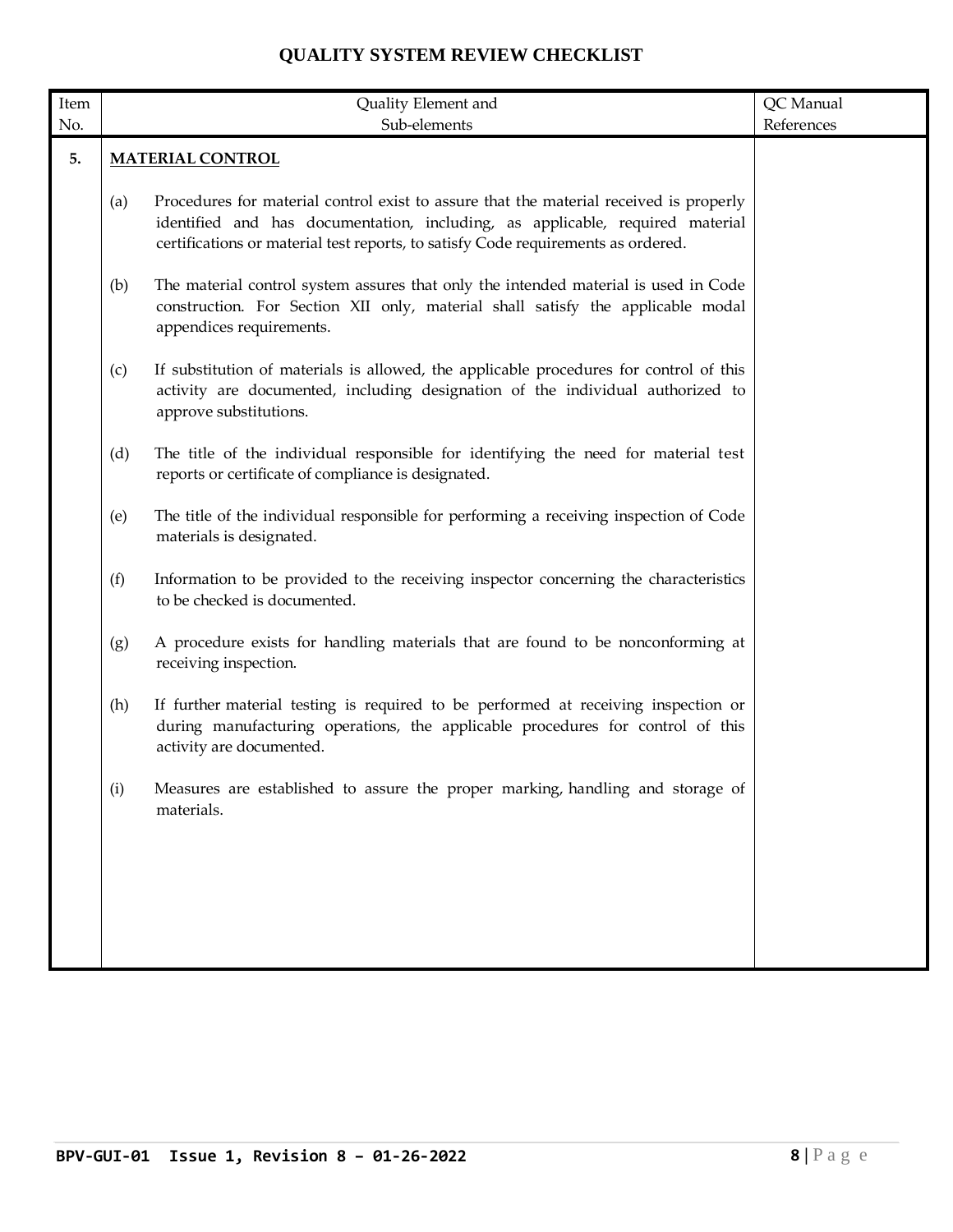# QUALITY SYSTEM REVIEW CHECKLIST

| Item No. | Quality Element and Sub-elements | QC Manual References |
|---|---|---|
| **5.** | **MATERIAL CONTROL** | |
| | (a) Procedures for material control exist to assure that the material received is properly identified and has documentation, including, as applicable, required material certifications or material test reports, to satisfy Code requirements as ordered. | |
| | (b) The material control system assures that only the intended material is used in Code construction. For Section XII only, material shall satisfy the applicable modal appendices requirements. | |
| | (c) If substitution of materials is allowed, the applicable procedures for control of this activity are documented, including designation of the individual authorized to approve substitutions. | |
| | (d) The title of the individual responsible for identifying the need for material test reports or certificate of compliance is designated. | |
| | (e) The title of the individual responsible for performing a receiving inspection of Code materials is designated. | |
| | (f) Information to be provided to the receiving inspector concerning the characteristics to be checked is documented. | |
| | (g) A procedure exists for handling materials that are found to be nonconforming at receiving inspection. | |
| | (h) If further material testing is required to be performed at receiving inspection or during manufacturing operations, the applicable procedures for control of this activity are documented. | |
| | (i) Measures are established to assure the proper marking, handling and storage of materials. | |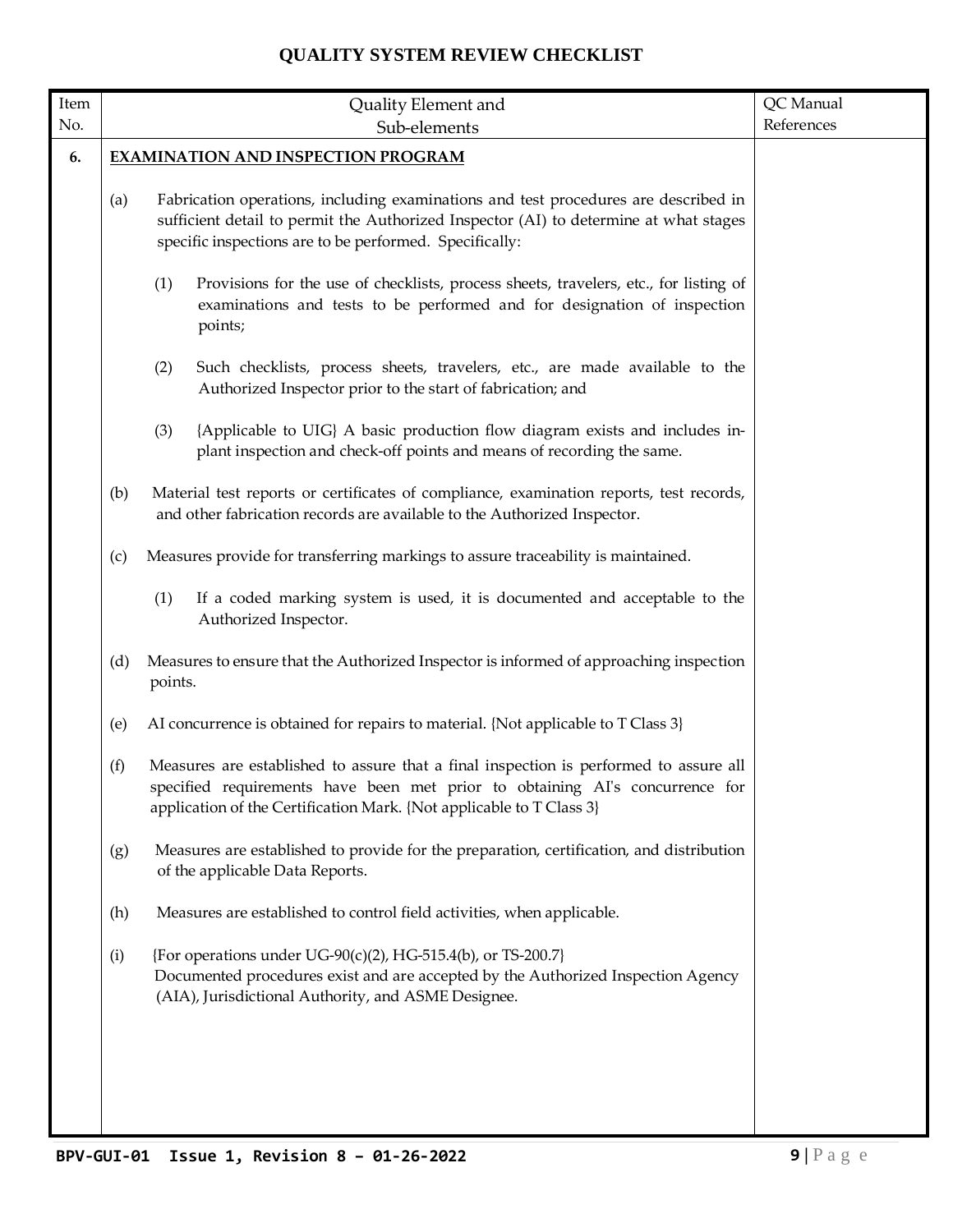# QUALITY SYSTEM REVIEW CHECKLIST

| Item No. | Quality Element and Sub-elements | QC Manual References |
|---|---|---|
| **6.** | **EXAMINATION AND INSPECTION PROGRAM** | |
| | (a) Fabrication operations, including examinations and test procedures are described in sufficient detail to permit the Authorized Inspector (AI) to determine at what stages specific inspections are to be performed. Specifically: | |
| | (1) Provisions for the use of checklists, process sheets, travelers, etc., for listing of examinations and tests to be performed and for designation of inspection points; | |
| | (2) Such checklists, process sheets, travelers, etc., are made available to the Authorized Inspector prior to the start of fabrication; and | |
| | (3) {Applicable to UIG} A basic production flow diagram exists and includes in-plant inspection and check-off points and means of recording the same. | |
| | (b) Material test reports or certificates of compliance, examination reports, test records, and other fabrication records are available to the Authorized Inspector. | |
| | (c) Measures provide for transferring markings to assure traceability is maintained. | |
| | (1) If a coded marking system is used, it is documented and acceptable to the Authorized Inspector. | |
| | (d) Measures to ensure that the Authorized Inspector is informed of approaching inspection points. | |
| | (e) AI concurrence is obtained for repairs to material. {Not applicable to T Class 3} | |
| | (f) Measures are established to assure that a final inspection is performed to assure all specified requirements have been met prior to obtaining AI's concurrence for application of the Certification Mark. {Not applicable to T Class 3} | |
| | (g) Measures are established to provide for the preparation, certification, and distribution of the applicable Data Reports. | |
| | (h) Measures are established to control field activities, when applicable. | |
| | (i) {For operations under UG-90(c)(2), HG-515.4(b), or TS-200.7} Documented procedures exist and are accepted by the Authorized Inspection Agency (AIA), Jurisdictional Authority, and ASME Designee. | |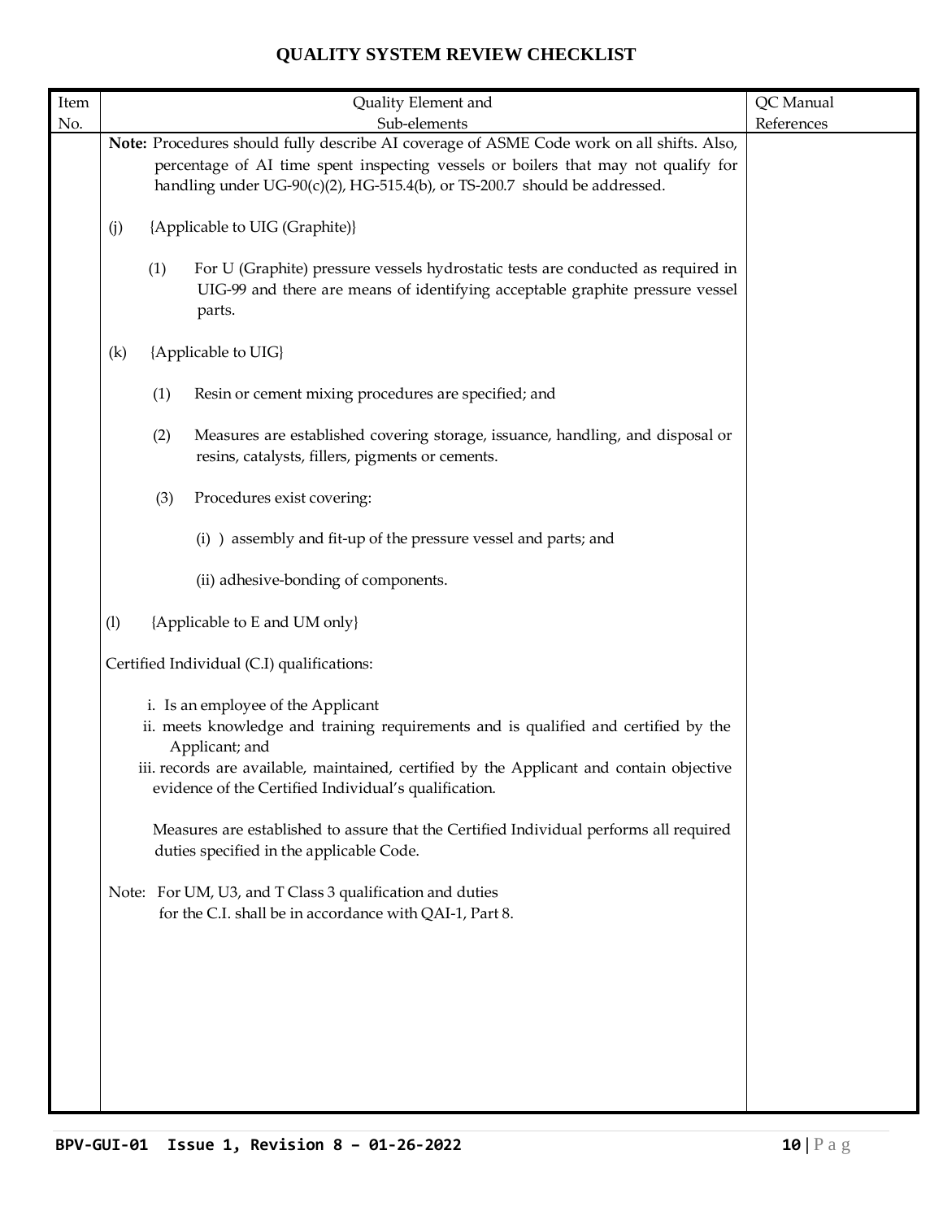# QUALITY SYSTEM REVIEW CHECKLIST

| Item No. | Quality Element and Sub-elements | QC Manual References |
|---|---|---|
| | **Note:** Procedures should fully describe AI coverage of ASME Code work on all shifts. Also, percentage of AI time spent inspecting vessels or boilers that may not qualify for handling under UG-90(c)(2), HG-515.4(b), or TS-200.7 should be addressed.<br><br>(j) {Applicable to UIG (Graphite)}<br><br>(1) For U (Graphite) pressure vessels hydrostatic tests are conducted as required in UIG-99 and there are means of identifying acceptable graphite pressure vessel parts.<br><br>(k) {Applicable to UIG}<br><br>(1) Resin or cement mixing procedures are specified; and<br><br>(2) Measures are established covering storage, issuance, handling, and disposal or resins, catalysts, fillers, pigments or cements.<br><br>(3) Procedures exist covering:<br><br>(i) ) assembly and fit-up of the pressure vessel and parts; and<br><br>(ii) adhesive-bonding of components.<br><br>(l) {Applicable to E and UM only}<br><br>Certified Individual (C.I) qualifications:<br><br>i. Is an employee of the Applicant<br>ii. meets knowledge and training requirements and is qualified and certified by the Applicant; and<br>iii. records are available, maintained, certified by the Applicant and contain objective evidence of the Certified Individual's qualification.<br><br>Measures are established to assure that the Certified Individual performs all required duties specified in the applicable Code.<br><br>Note: For UM, U3, and T Class 3 qualification and duties for the C.I. shall be in accordance with QAI-1, Part 8. | |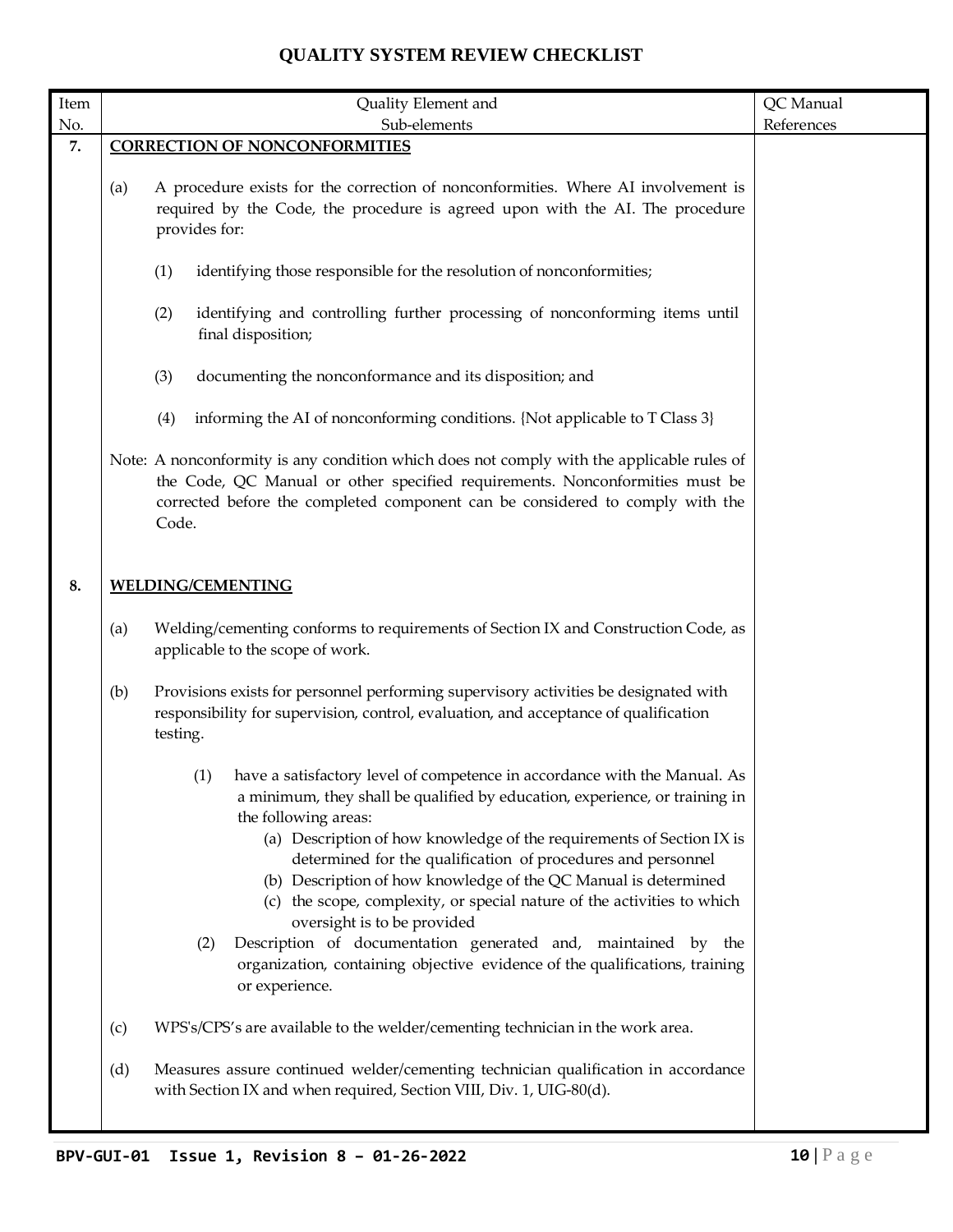# QUALITY SYSTEM REVIEW CHECKLIST

| Item No. | Quality Element and Sub-elements | QC Manual References |
|---|---|---|
| **7.** | **CORRECTION OF NONCONFORMITIES** | |
| | (a) A procedure exists for the correction of nonconformities. Where AI involvement is required by the Code, the procedure is agreed upon with the AI. The procedure provides for: | |
| | (1) identifying those responsible for the resolution of nonconformities; | |
| | (2) identifying and controlling further processing of nonconforming items until final disposition; | |
| | (3) documenting the nonconformance and its disposition; and | |
| | (4) informing the AI of nonconforming conditions. {Not applicable to T Class 3} | |
| | Note: A nonconformity is any condition which does not comply with the applicable rules of the Code, QC Manual or other specified requirements. Nonconformities must be corrected before the completed component can be considered to comply with the Code. | |
| **8.** | **WELDING/CEMENTING** | |
| | (a) Welding/cementing conforms to requirements of Section IX and Construction Code, as applicable to the scope of work. | |
| | (b) Provisions exists for personnel performing supervisory activities be designated with responsibility for supervision, control, evaluation, and acceptance of qualification testing. | |
| | (1) have a satisfactory level of competence in accordance with the Manual. As a minimum, they shall be qualified by education, experience, or training in the following areas:<br>(a) Description of how knowledge of the requirements of Section IX is determined for the qualification of procedures and personnel<br>(b) Description of how knowledge of the QC Manual is determined<br>(c) the scope, complexity, or special nature of the activities to which oversight is to be provided | |
| | (2) Description of documentation generated and, maintained by the organization, containing objective evidence of the qualifications, training or experience. | |
| | (c) WPS's/CPS's are available to the welder/cementing technician in the work area. | |
| | (d) Measures assure continued welder/cementing technician qualification in accordance with Section IX and when required, Section VIII, Div. 1, UIG-80(d). | |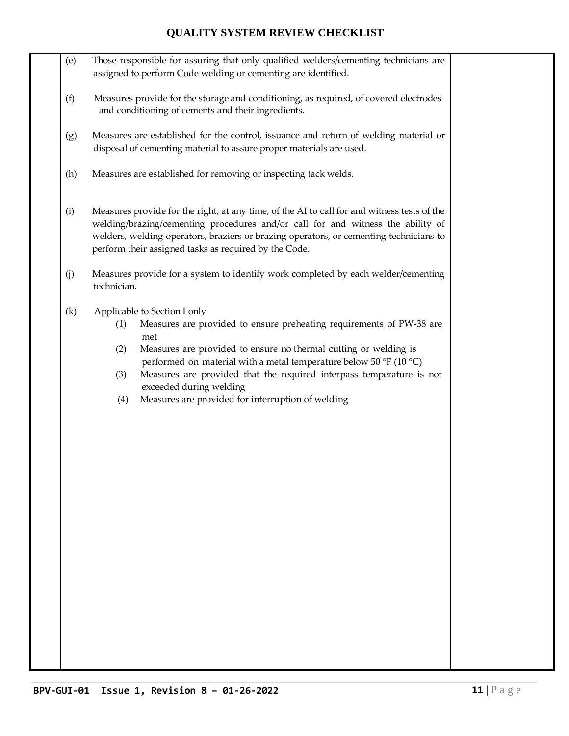# QUALITY SYSTEM REVIEW CHECKLIST

| | | |
|---|---|---|
| | (e) Those responsible for assuring that only qualified welders/cementing technicians are assigned to perform Code welding or cementing are identified. | |
| | (f) Measures provide for the storage and conditioning, as required, of covered electrodes and conditioning of cements and their ingredients. | |
| | (g) Measures are established for the control, issuance and return of welding material or disposal of cementing material to assure proper materials are used. | |
| | (h) Measures are established for removing or inspecting tack welds. | |
| | (i) Measures provide for the right, at any time, of the AI to call for and witness tests of the welding/brazing/cementing procedures and/or call for and witness the ability of welders, welding operators, braziers or brazing operators, or cementing technicians to perform their assigned tasks as required by the Code. | |
| | (j) Measures provide for a system to identify work completed by each welder/cementing technician. | |
| | (k) Applicable to Section I only<br>(1) Measures are provided to ensure preheating requirements of PW-38 are met<br>(2) Measures are provided to ensure no thermal cutting or welding is performed on material with a metal temperature below 50 °F (10 °C)<br>(3) Measures are provided that the required interpass temperature is not exceeded during welding<br>(4) Measures are provided for interruption of welding | |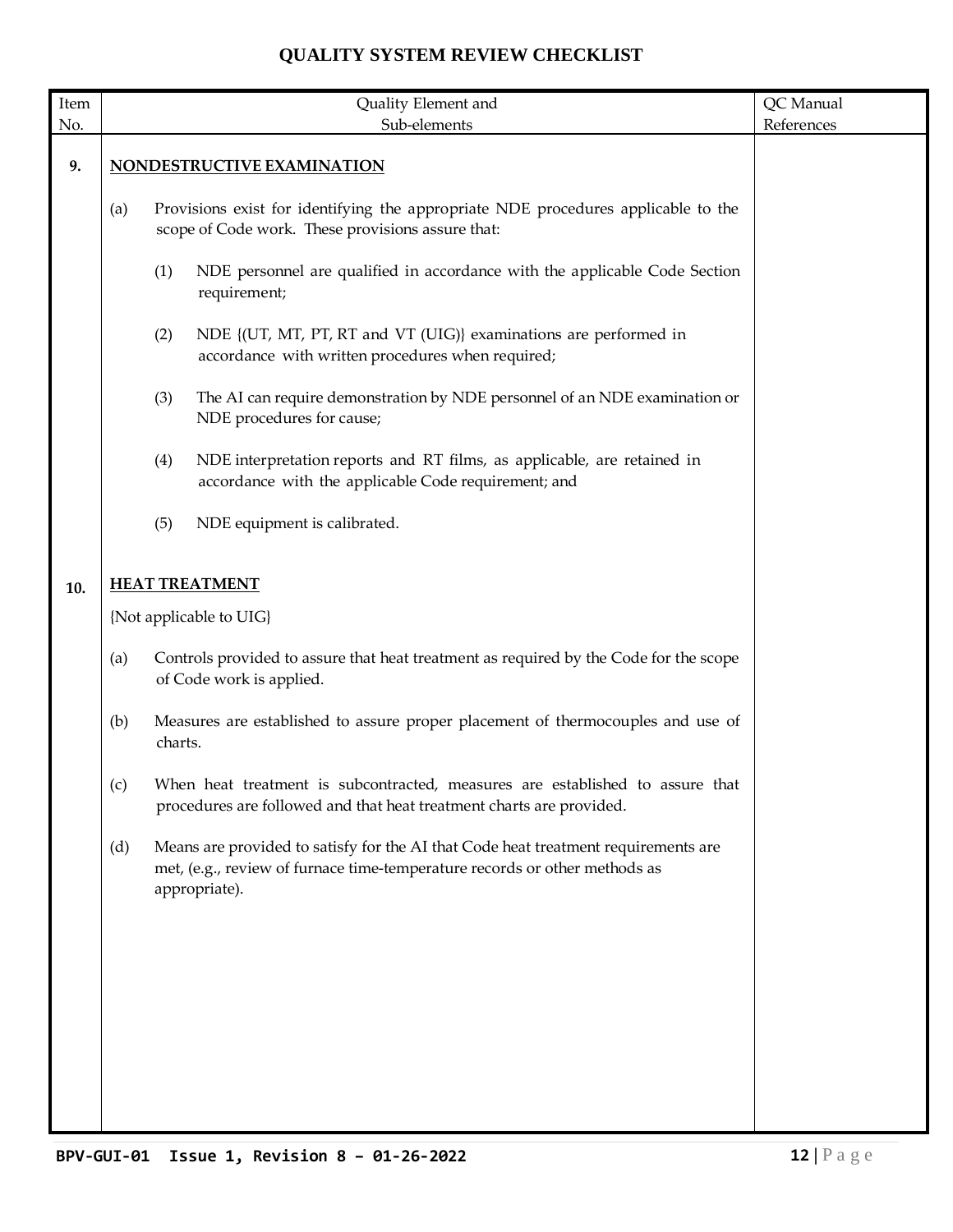# QUALITY SYSTEM REVIEW CHECKLIST

| Item No. | Quality Element and Sub-elements | QC Manual References |
|---|---|---|
| **9.** | **NONDESTRUCTIVE EXAMINATION** | |
| | (a) Provisions exist for identifying the appropriate NDE procedures applicable to the scope of Code work. These provisions assure that: | |
| | (1) NDE personnel are qualified in accordance with the applicable Code Section requirement; | |
| | (2) NDE {(UT, MT, PT, RT and VT (UIG)} examinations are performed in accordance with written procedures when required; | |
| | (3) The AI can require demonstration by NDE personnel of an NDE examination or NDE procedures for cause; | |
| | (4) NDE interpretation reports and RT films, as applicable, are retained in accordance with the applicable Code requirement; and | |
| | (5) NDE equipment is calibrated. | |
| **10.** | **HEAT TREATMENT** | |
| | {Not applicable to UIG} | |
| | (a) Controls provided to assure that heat treatment as required by the Code for the scope of Code work is applied. | |
| | (b) Measures are established to assure proper placement of thermocouples and use of charts. | |
| | (c) When heat treatment is subcontracted, measures are established to assure that procedures are followed and that heat treatment charts are provided. | |
| | (d) Means are provided to satisfy for the AI that Code heat treatment requirements are met, (e.g., review of furnace time-temperature records or other methods as appropriate). | |

**BPV-GUI-01 Issue 1, Revision 8 – 01-26-2022**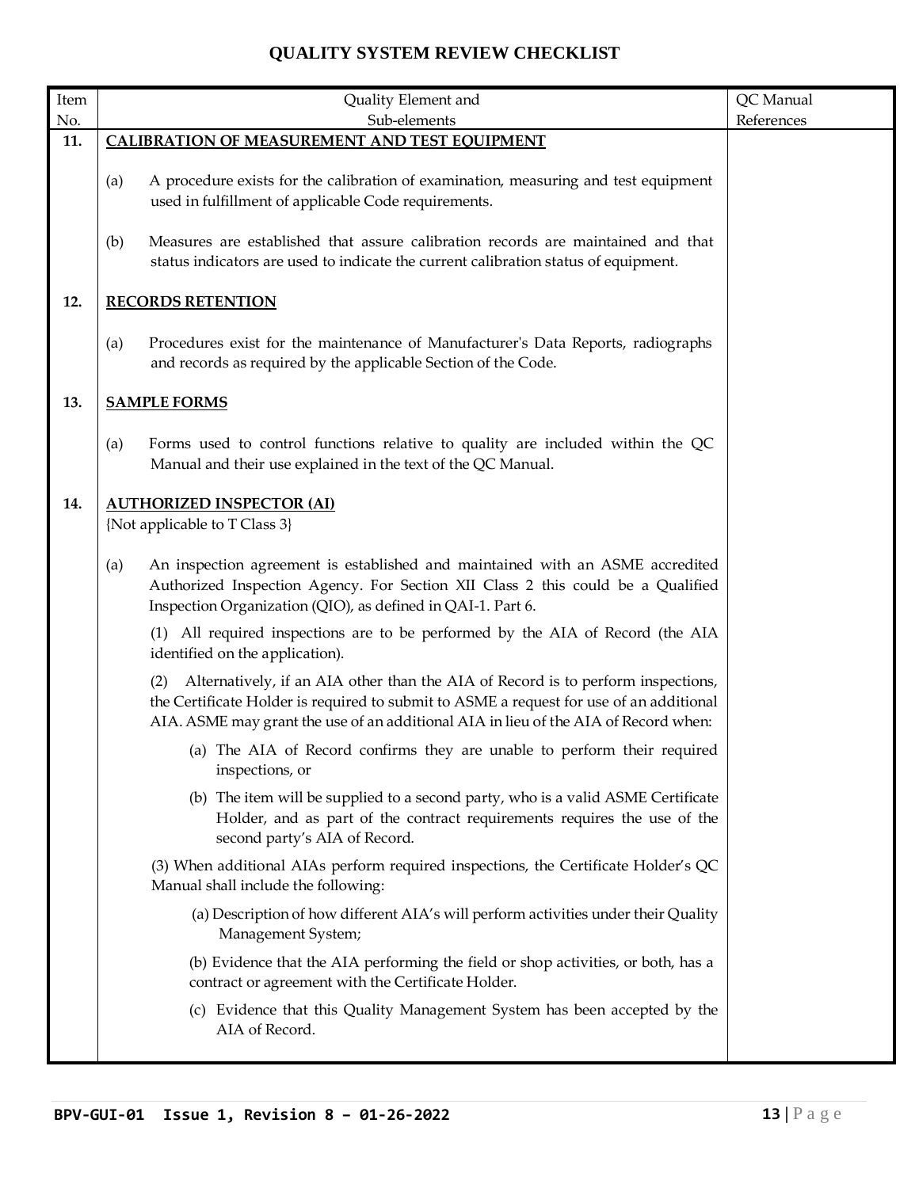# QUALITY SYSTEM REVIEW CHECKLIST

| Item No. | Quality Element and Sub-elements | QC Manual References |
|---|---|---|
| **11.** | **CALIBRATION OF MEASUREMENT AND TEST EQUIPMENT** | |
| | (a) A procedure exists for the calibration of examination, measuring and test equipment used in fulfillment of applicable Code requirements. | |
| | (b) Measures are established that assure calibration records are maintained and that status indicators are used to indicate the current calibration status of equipment. | |
| **12.** | **RECORDS RETENTION** | |
| | (a) Procedures exist for the maintenance of Manufacturer's Data Reports, radiographs and records as required by the applicable Section of the Code. | |
| **13.** | **SAMPLE FORMS** | |
| | (a) Forms used to control functions relative to quality are included within the QC Manual and their use explained in the text of the QC Manual. | |
| **14.** | **AUTHORIZED INSPECTOR (AI)** {Not applicable to T Class 3} | |
| | (a) An inspection agreement is established and maintained with an ASME accredited Authorized Inspection Agency. For Section XII Class 2 this could be a Qualified Inspection Organization (QIO), as defined in QAI-1. Part 6. | |
| | (1) All required inspections are to be performed by the AIA of Record (the AIA identified on the application). | |
| | (2) Alternatively, if an AIA other than the AIA of Record is to perform inspections, the Certificate Holder is required to submit to ASME a request for use of an additional AIA. ASME may grant the use of an additional AIA in lieu of the AIA of Record when: | |
| | (a) The AIA of Record confirms they are unable to perform their required inspections, or | |
| | (b) The item will be supplied to a second party, who is a valid ASME Certificate Holder, and as part of the contract requirements requires the use of the second party's AIA of Record. | |
| | (3) When additional AIAs perform required inspections, the Certificate Holder's QC Manual shall include the following: | |
| | (a) Description of how different AIA's will perform activities under their Quality Management System; | |
| | (b) Evidence that the AIA performing the field or shop activities, or both, has a contract or agreement with the Certificate Holder. | |
| | (c) Evidence that this Quality Management System has been accepted by the AIA of Record. | |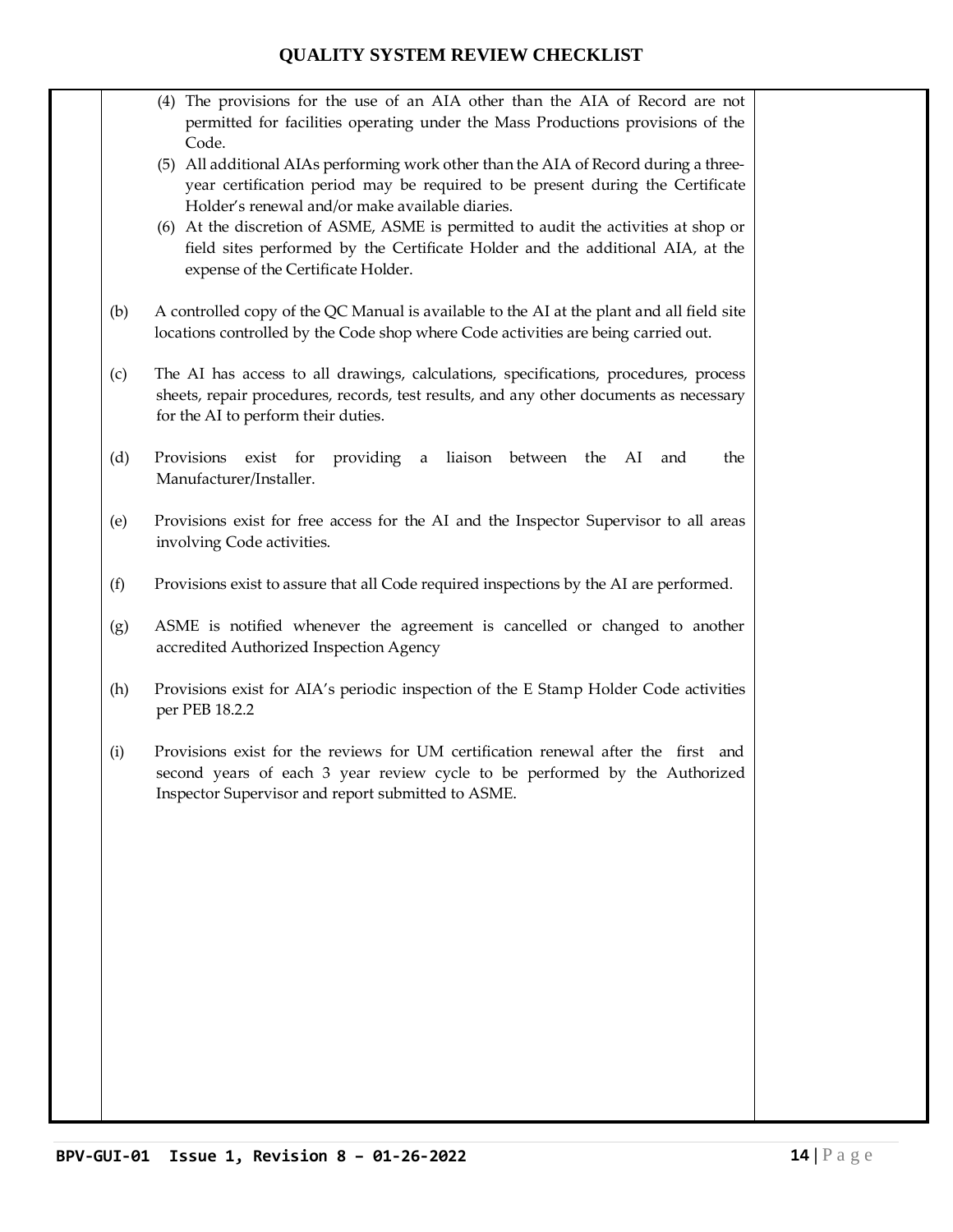# QUALITY SYSTEM REVIEW CHECKLIST

(4) The provisions for the use of an AIA other than the AIA of Record are not permitted for facilities operating under the Mass Productions provisions of the Code.

(5) All additional AIAs performing work other than the AIA of Record during a three-year certification period may be required to be present during the Certificate Holder's renewal and/or make available diaries.

(6) At the discretion of ASME, ASME is permitted to audit the activities at shop or field sites performed by the Certificate Holder and the additional AIA, at the expense of the Certificate Holder.

(b) A controlled copy of the QC Manual is available to the AI at the plant and all field site locations controlled by the Code shop where Code activities are being carried out.

(c) The AI has access to all drawings, calculations, specifications, procedures, process sheets, repair procedures, records, test results, and any other documents as necessary for the AI to perform their duties.

(d) Provisions exist for providing a liaison between the AI and the Manufacturer/Installer.

(e) Provisions exist for free access for the AI and the Inspector Supervisor to all areas involving Code activities.

(f) Provisions exist to assure that all Code required inspections by the AI are performed.

(g) ASME is notified whenever the agreement is cancelled or changed to another accredited Authorized Inspection Agency

(h) Provisions exist for AIA's periodic inspection of the E Stamp Holder Code activities per PEB 18.2.2

(i) Provisions exist for the reviews for UM certification renewal after the first and second years of each 3 year review cycle to be performed by the Authorized Inspector Supervisor and report submitted to ASME.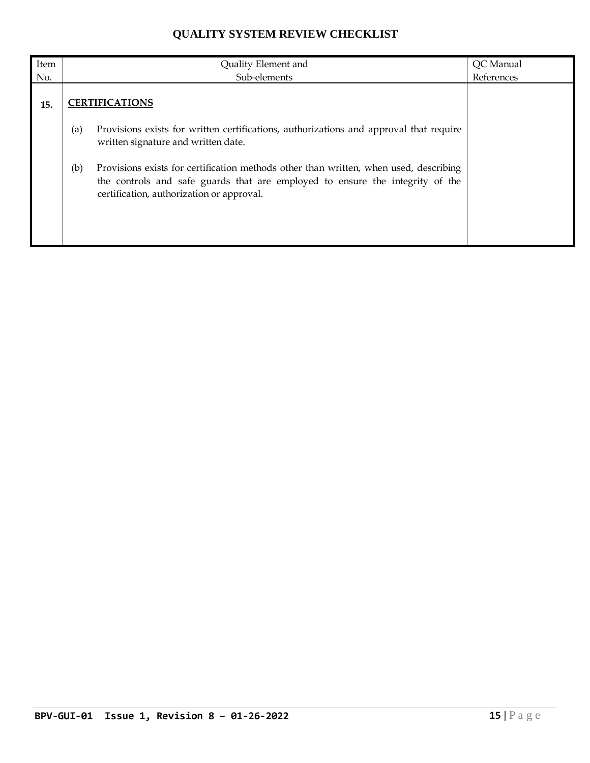# QUALITY SYSTEM REVIEW CHECKLIST

| Item No. | Quality Element and Sub-elements | QC Manual References |
|---|---|---|
| **15.** | **CERTIFICATIONS**<br><br>(a) Provisions exists for written certifications, authorizations and approval that require written signature and written date.<br><br>(b) Provisions exists for certification methods other than written, when used, describing the controls and safe guards that are employed to ensure the integrity of the certification, authorization or approval. | |